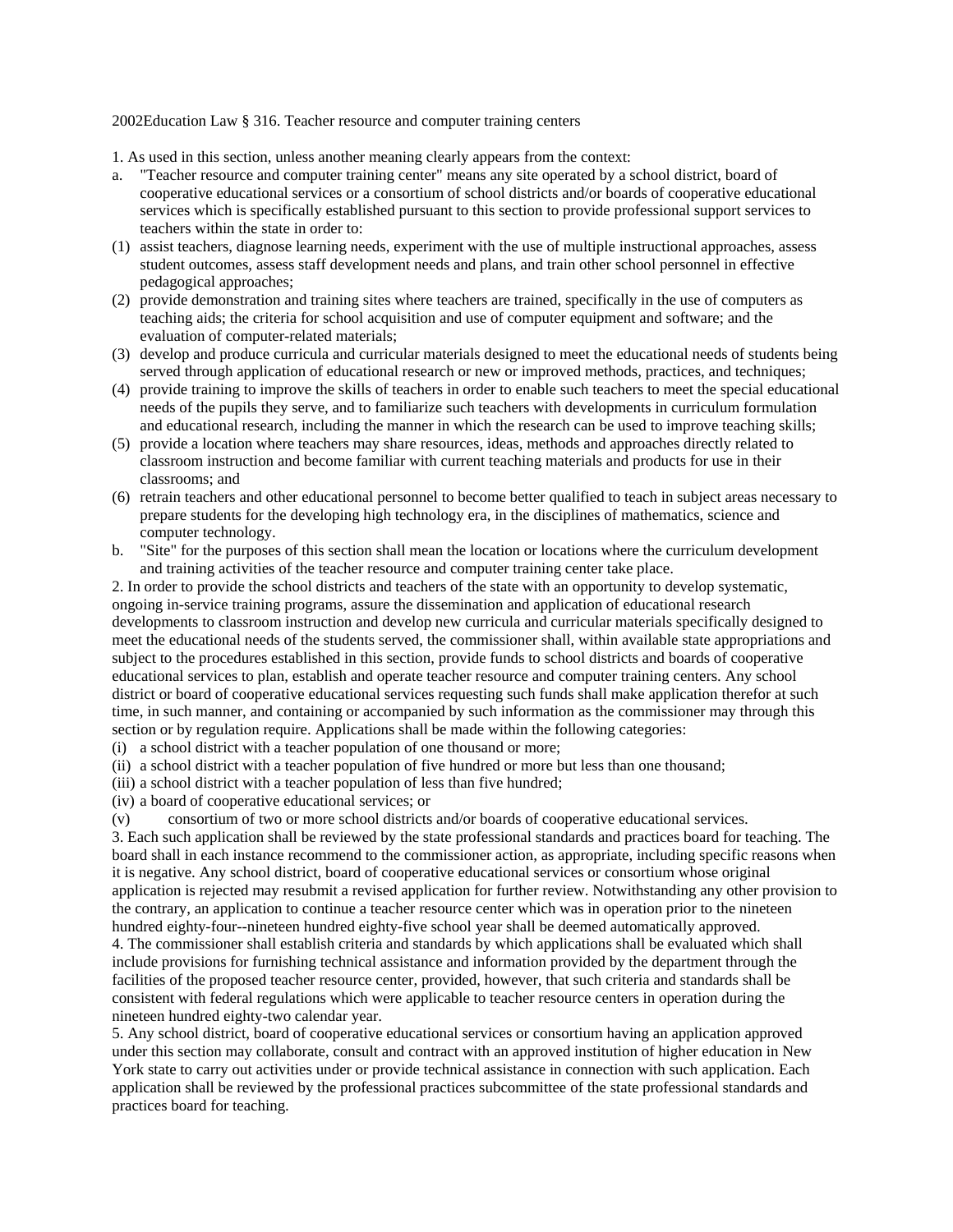2002Education Law § 316. Teacher resource and computer training centers

1. As used in this section, unless another meaning clearly appears from the context:

a. "Teacher resource and computer training center" means any site operated by a school district, board of cooperative educational services or a consortium of school districts and/or boards of cooperative educational services which is specifically established pursuant to this section to provide professional support services to teachers within the state in order to:

(1) assist teachers, diagnose learning needs, experiment with the use of multiple instructional approaches, assess student outcomes, assess staff development needs and plans, and train other school personnel in effective pedagogical approaches;

(2) provide demonstration and training sites where teachers are trained, specifically in the use of computers as teaching aids; the criteria for school acquisition and use of computer equipment and software; and the evaluation of computer-related materials;

(3) develop and produce curricula and curricular materials designed to meet the educational needs of students being served through application of educational research or new or improved methods, practices, and techniques;

(4) provide training to improve the skills of teachers in order to enable such teachers to meet the special educational needs of the pupils they serve, and to familiarize such teachers with developments in curriculum formulation and educational research, including the manner in which the research can be used to improve teaching skills;

(5) provide a location where teachers may share resources, ideas, methods and approaches directly related to classroom instruction and become familiar with current teaching materials and products for use in their classrooms; and

(6) retrain teachers and other educational personnel to become better qualified to teach in subject areas necessary to prepare students for the developing high technology era, in the disciplines of mathematics, science and computer technology.

b. "Site" for the purposes of this section shall mean the location or locations where the curriculum development and training activities of the teacher resource and computer training center take place.

2. In order to provide the school districts and teachers of the state with an opportunity to develop systematic, ongoing in-service training programs, assure the dissemination and application of educational research developments to classroom instruction and develop new curricula and curricular materials specifically designed to meet the educational needs of the students served, the commissioner shall, within available state appropriations and subject to the procedures established in this section, provide funds to school districts and boards of cooperative educational services to plan, establish and operate teacher resource and computer training centers. Any school district or board of cooperative educational services requesting such funds shall make application therefor at such time, in such manner, and containing or accompanied by such information as the commissioner may through this section or by regulation require. Applications shall be made within the following categories:

(i) a school district with a teacher population of one thousand or more;

(ii) a school district with a teacher population of five hundred or more but less than one thousand;

(iii) a school district with a teacher population of less than five hundred;

(iv) a board of cooperative educational services; or

(v) consortium of two or more school districts and/or boards of cooperative educational services.

3. Each such application shall be reviewed by the state professional standards and practices board for teaching. The board shall in each instance recommend to the commissioner action, as appropriate, including specific reasons when it is negative. Any school district, board of cooperative educational services or consortium whose original application is rejected may resubmit a revised application for further review. Notwithstanding any other provision to the contrary, an application to continue a teacher resource center which was in operation prior to the nineteen hundred eighty-four--nineteen hundred eighty-five school year shall be deemed automatically approved.

4. The commissioner shall establish criteria and standards by which applications shall be evaluated which shall include provisions for furnishing technical assistance and information provided by the department through the facilities of the proposed teacher resource center, provided, however, that such criteria and standards shall be consistent with federal regulations which were applicable to teacher resource centers in operation during the nineteen hundred eighty-two calendar year.

5. Any school district, board of cooperative educational services or consortium having an application approved under this section may collaborate, consult and contract with an approved institution of higher education in New York state to carry out activities under or provide technical assistance in connection with such application. Each application shall be reviewed by the professional practices subcommittee of the state professional standards and practices board for teaching.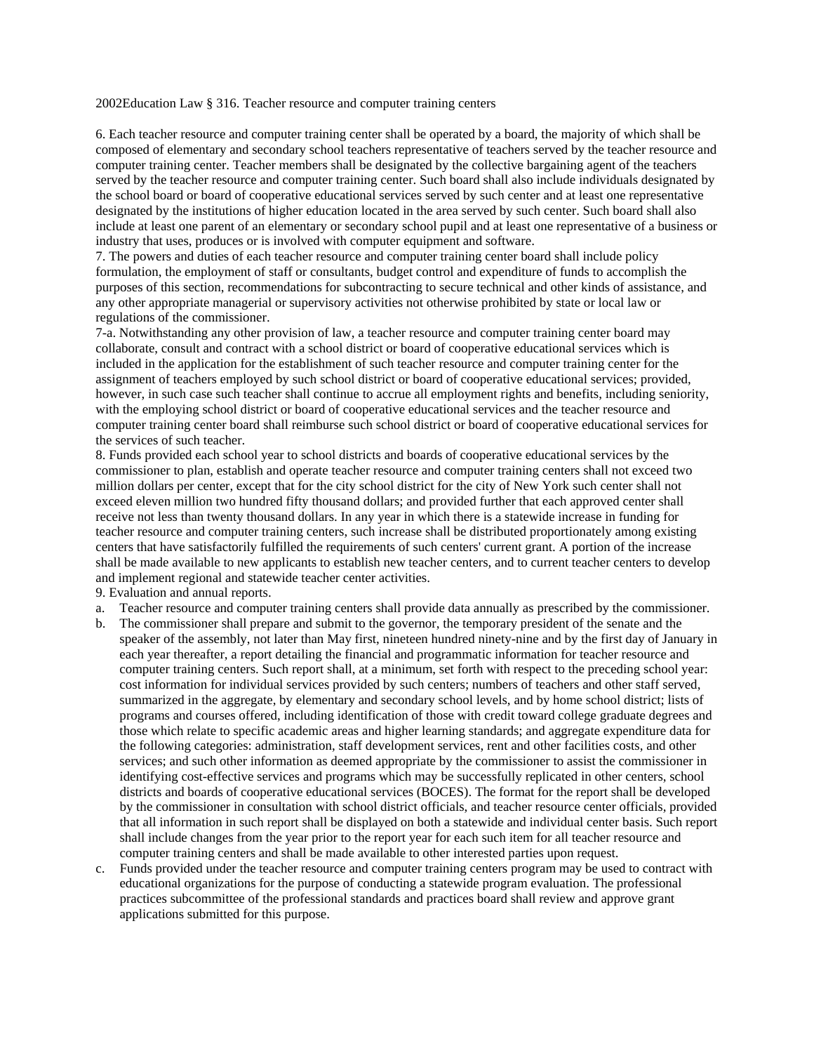2002Education Law § 316. Teacher resource and computer training centers

6. Each teacher resource and computer training center shall be operated by a board, the majority of which shall be composed of elementary and secondary school teachers representative of teachers served by the teacher resource and computer training center. Teacher members shall be designated by the collective bargaining agent of the teachers served by the teacher resource and computer training center. Such board shall also include individuals designated by the school board or board of cooperative educational services served by such center and at least one representative designated by the institutions of higher education located in the area served by such center. Such board shall also include at least one parent of an elementary or secondary school pupil and at least one representative of a business or industry that uses, produces or is involved with computer equipment and software.

7. The powers and duties of each teacher resource and computer training center board shall include policy formulation, the employment of staff or consultants, budget control and expenditure of funds to accomplish the purposes of this section, recommendations for subcontracting to secure technical and other kinds of assistance, and any other appropriate managerial or supervisory activities not otherwise prohibited by state or local law or regulations of the commissioner.

7-a. Notwithstanding any other provision of law, a teacher resource and computer training center board may collaborate, consult and contract with a school district or board of cooperative educational services which is included in the application for the establishment of such teacher resource and computer training center for the assignment of teachers employed by such school district or board of cooperative educational services; provided, however, in such case such teacher shall continue to accrue all employment rights and benefits, including seniority, with the employing school district or board of cooperative educational services and the teacher resource and computer training center board shall reimburse such school district or board of cooperative educational services for the services of such teacher.

8. Funds provided each school year to school districts and boards of cooperative educational services by the commissioner to plan, establish and operate teacher resource and computer training centers shall not exceed two million dollars per center, except that for the city school district for the city of New York such center shall not exceed eleven million two hundred fifty thousand dollars; and provided further that each approved center shall receive not less than twenty thousand dollars. In any year in which there is a statewide increase in funding for teacher resource and computer training centers, such increase shall be distributed proportionately among existing centers that have satisfactorily fulfilled the requirements of such centers' current grant. A portion of the increase shall be made available to new applicants to establish new teacher centers, and to current teacher centers to develop and implement regional and statewide teacher center activities.

9. Evaluation and annual reports.

a. Teacher resource and computer training centers shall provide data annually as prescribed by the commissioner.

b. The commissioner shall prepare and submit to the governor, the temporary president of the senate and the speaker of the assembly, not later than May first, nineteen hundred ninety-nine and by the first day of January in each year thereafter, a report detailing the financial and programmatic information for teacher resource and computer training centers. Such report shall, at a minimum, set forth with respect to the preceding school year: cost information for individual services provided by such centers; numbers of teachers and other staff served, summarized in the aggregate, by elementary and secondary school levels, and by home school district; lists of programs and courses offered, including identification of those with credit toward college graduate degrees and those which relate to specific academic areas and higher learning standards; and aggregate expenditure data for the following categories: administration, staff development services, rent and other facilities costs, and other services; and such other information as deemed appropriate by the commissioner to assist the commissioner in identifying cost-effective services and programs which may be successfully replicated in other centers, school districts and boards of cooperative educational services (BOCES). The format for the report shall be developed by the commissioner in consultation with school district officials, and teacher resource center officials, provided that all information in such report shall be displayed on both a statewide and individual center basis. Such report shall include changes from the year prior to the report year for each such item for all teacher resource and computer training centers and shall be made available to other interested parties upon request.

c. Funds provided under the teacher resource and computer training centers program may be used to contract with educational organizations for the purpose of conducting a statewide program evaluation. The professional practices subcommittee of the professional standards and practices board shall review and approve grant applications submitted for this purpose.